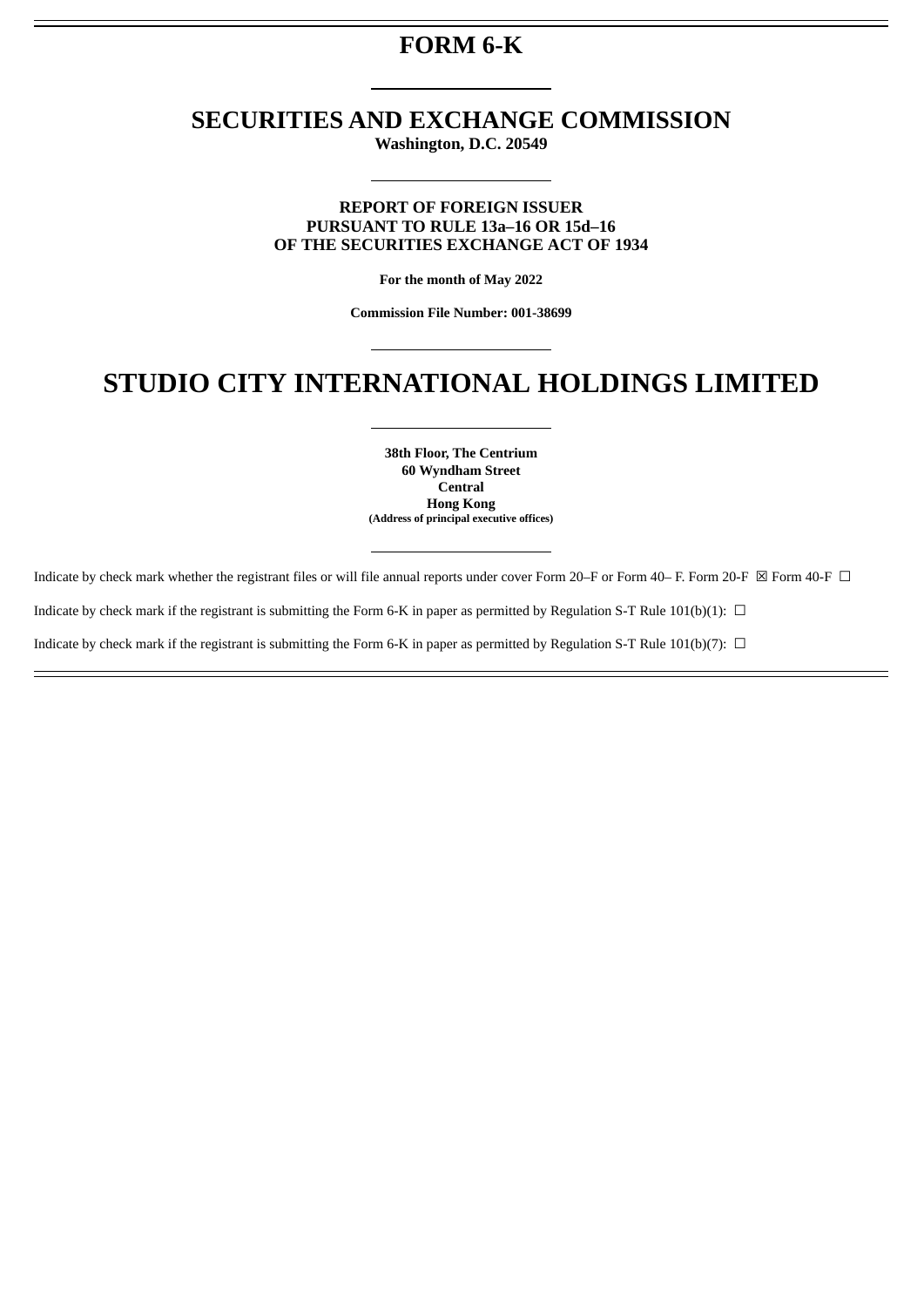# FORM 6-K

## SECURITIES AND EXCHANGE COMMISSION

**Washington, D.C. 20549**

**REPORT OF FOREIGN ISSUER**
**PURSUANT TO RULE 13a–16 OR 15d–16**
**OF THE SECURITIES EXCHANGE ACT OF 1934**

**For the month of May 2022**

**Commission File Number: 001-38699**

# STUDIO CITY INTERNATIONAL HOLDINGS LIMITED

**38th Floor, The Centrium**
**60 Wyndham Street**
**Central**
**Hong Kong**
**(Address of principal executive offices)**

Indicate by check mark whether the registrant files or will file annual reports under cover Form 20–F or Form 40– F. Form 20-F ☒ Form 40-F ☐

Indicate by check mark if the registrant is submitting the Form 6-K in paper as permitted by Regulation S-T Rule 101(b)(1): ☐

Indicate by check mark if the registrant is submitting the Form 6-K in paper as permitted by Regulation S-T Rule 101(b)(7): ☐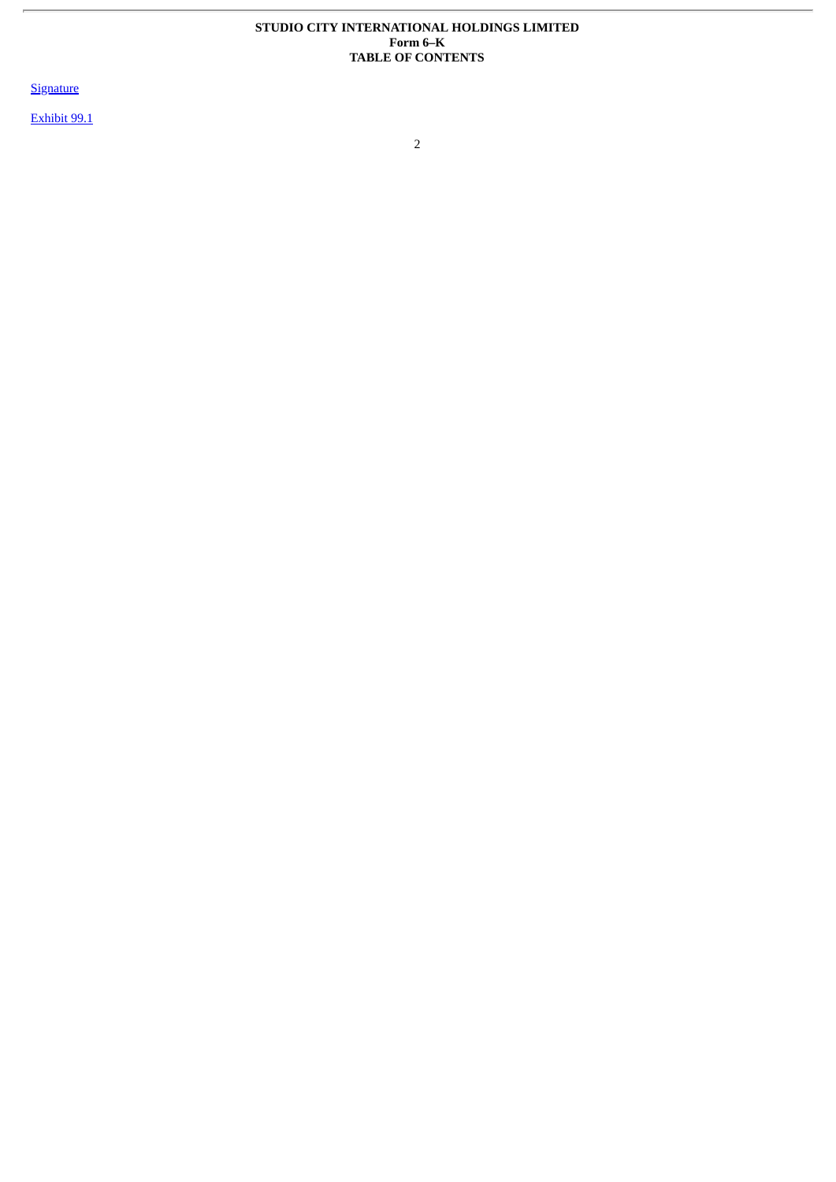**STUDIO CITY INTERNATIONAL HOLDINGS LIMITED**
**Form 6–K**
**TABLE OF CONTENTS**

Signature

Exhibit 99.1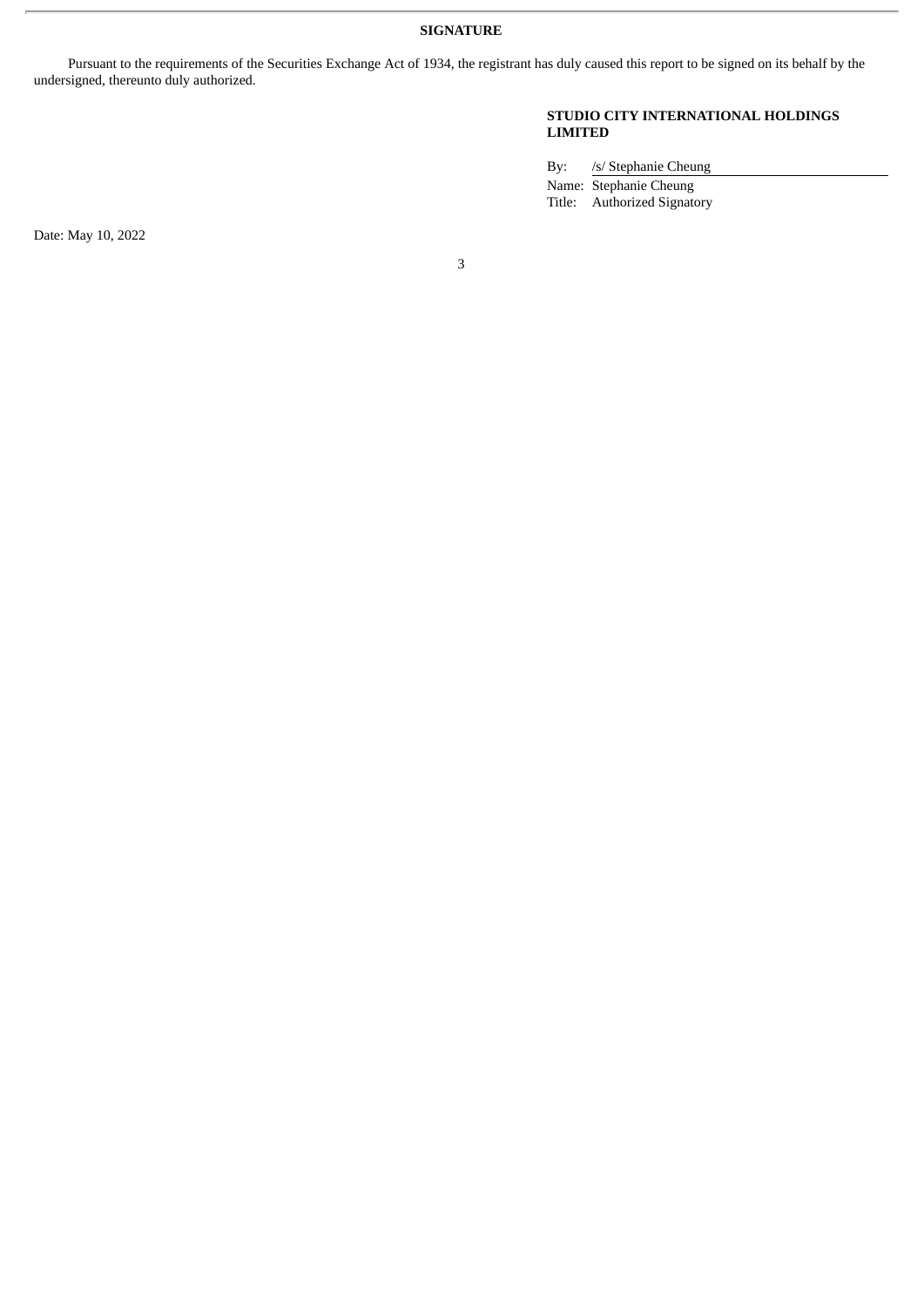**SIGNATURE**

Pursuant to the requirements of the Securities Exchange Act of 1934, the registrant has duly caused this report to be signed on its behalf by the undersigned, thereunto duly authorized.

**STUDIO CITY INTERNATIONAL HOLDINGS LIMITED**

By: /s/ Stephanie Cheung
Name: Stephanie Cheung
Title: Authorized Signatory

Date: May 10, 2022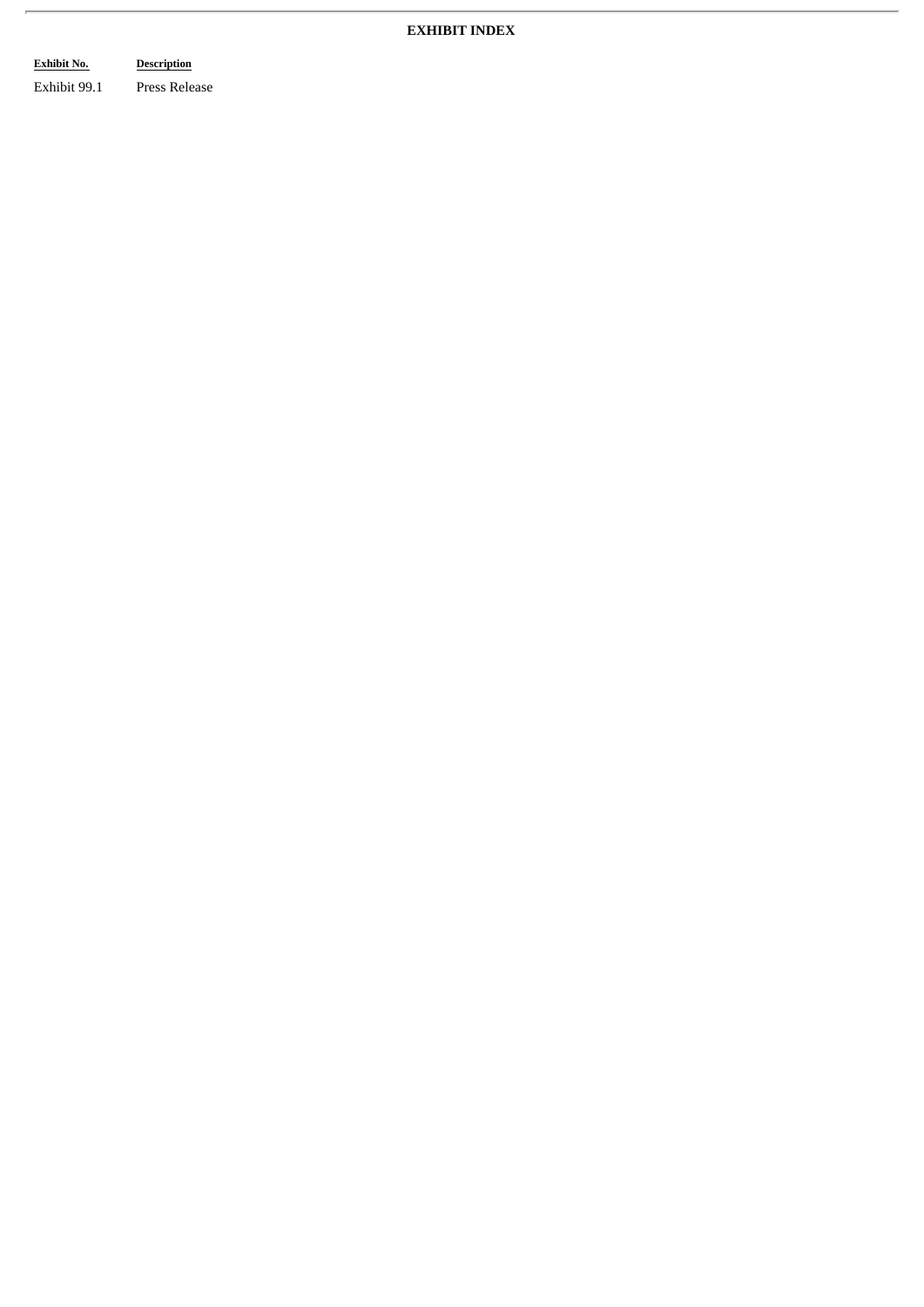## EXHIBIT INDEX

| Exhibit No. | Description |
|---|---|
| Exhibit 99.1 | Press Release |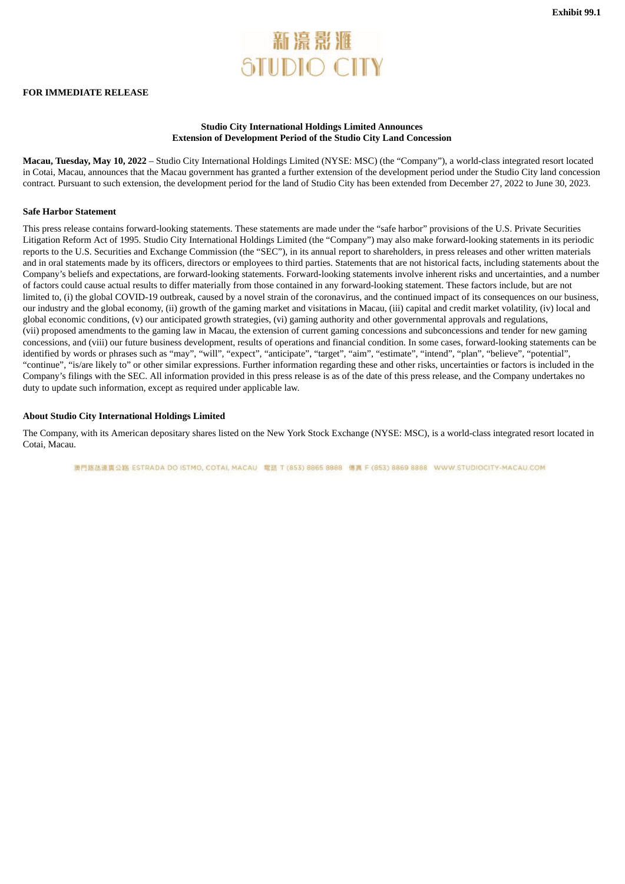Exhibit 99.1

新濠影滙
STUDIO CITY

**FOR IMMEDIATE RELEASE**

**Studio City International Holdings Limited Announces**
**Extension of Development Period of the Studio City Land Concession**

**Macau, Tuesday, May 10, 2022** – Studio City International Holdings Limited (NYSE: MSC) (the "Company"), a world-class integrated resort located in Cotai, Macau, announces that the Macau government has granted a further extension of the development period under the Studio City land concession contract. Pursuant to such extension, the development period for the land of Studio City has been extended from December 27, 2022 to June 30, 2023.

**Safe Harbor Statement**

This press release contains forward-looking statements. These statements are made under the "safe harbor" provisions of the U.S. Private Securities Litigation Reform Act of 1995. Studio City International Holdings Limited (the "Company") may also make forward-looking statements in its periodic reports to the U.S. Securities and Exchange Commission (the "SEC"), in its annual report to shareholders, in press releases and other written materials and in oral statements made by its officers, directors or employees to third parties. Statements that are not historical facts, including statements about the Company's beliefs and expectations, are forward-looking statements. Forward-looking statements involve inherent risks and uncertainties, and a number of factors could cause actual results to differ materially from those contained in any forward-looking statement. These factors include, but are not limited to, (i) the global COVID-19 outbreak, caused by a novel strain of the coronavirus, and the continued impact of its consequences on our business, our industry and the global economy, (ii) growth of the gaming market and visitations in Macau, (iii) capital and credit market volatility, (iv) local and global economic conditions, (v) our anticipated growth strategies, (vi) gaming authority and other governmental approvals and regulations, (vii) proposed amendments to the gaming law in Macau, the extension of current gaming concessions and subconcessions and tender for new gaming concessions, and (viii) our future business development, results of operations and financial condition. In some cases, forward-looking statements can be identified by words or phrases such as "may", "will", "expect", "anticipate", "target", "aim", "estimate", "intend", "plan", "believe", "potential", "continue", "is/are likely to" or other similar expressions. Further information regarding these and other risks, uncertainties or factors is included in the Company's filings with the SEC. All information provided in this press release is as of the date of this press release, and the Company undertakes no duty to update such information, except as required under applicable law.

**About Studio City International Holdings Limited**

The Company, with its American depositary shares listed on the New York Stock Exchange (NYSE: MSC), is a world-class integrated resort located in Cotai, Macau.

澳門路氹連貫公路 ESTRADA DO ISTMO, COTAI, MACAU 電話 T (853) 8865 8888 傳真 F (853) 8869 8888 WWW.STUDIOCITY-MACAU.COM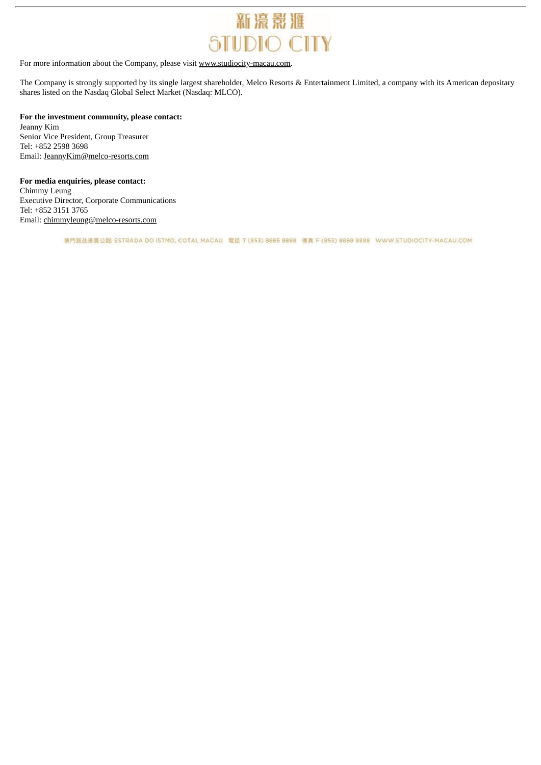For more information about the Company, please visit www.studiocity-macau.com.

The Company is strongly supported by its single largest shareholder, Melco Resorts & Entertainment Limited, a company with its American depositary shares listed on the Nasdaq Global Select Market (Nasdaq: MLCO).

**For the investment community, please contact:**
Jeanny Kim
Senior Vice President, Group Treasurer
Tel: +852 2598 3698
Email: JeannyKim@melco-resorts.com

**For media enquiries, please contact:**
Chimmy Leung
Executive Director, Corporate Communications
Tel: +852 3151 3765
Email: chimmyleung@melco-resorts.com